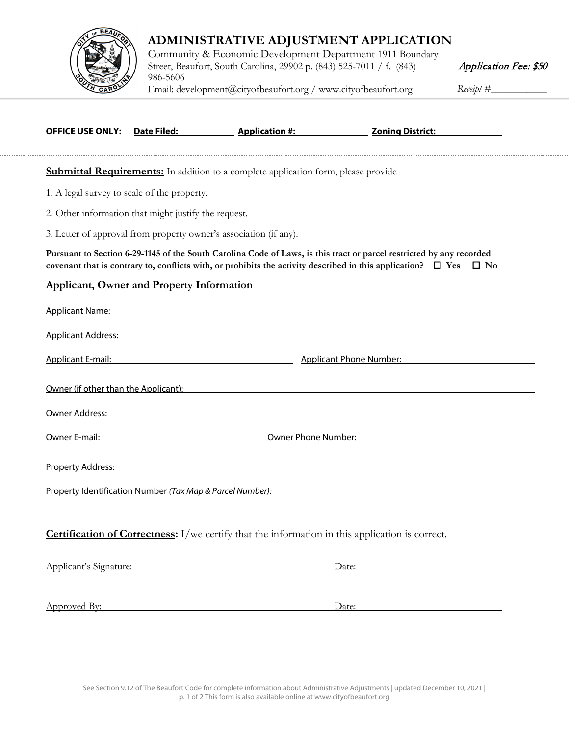# ADMINISTRATIVE ADJUSTMENT APPLICATION

Community & Economic Development Department 1911 Boundary Street, Beaufort, South Carolina, 29902 p. (843) 525-7011 / f. (843) 986-5606

Email: development@cityofbeaufort.org / www.cityofbeaufort.org

*Application Fee: $50*

*Receipt #*___________

**OFFICE USE ONLY:** **Date Filed:** ____________ **Application #:** ______________ **Zoning District:** ______________

---

**Submittal Requirements:** In addition to a complete application form, please provide

1. A legal survey to scale of the property.
2. Other information that might justify the request.
3. Letter of approval from property owner's association (if any).

**Pursuant to Section 6-29-1145 of the South Carolina Code of Laws, is this tract or parcel restricted by any recorded covenant that is contrary to, conflicts with, or prohibits the activity described in this application? ☐ Yes ☐ No**

## Applicant, Owner and Property Information

Applicant Name: ______________________________________________

Applicant Address: ______________________________________________

Applicant E-mail: ______________________ Applicant Phone Number: ______________________

Owner (if other than the Applicant): ______________________________________________

Owner Address: ______________________________________________

Owner E-mail: ______________________ Owner Phone Number: ______________________

Property Address: ______________________________________________

Property Identification Number *(Tax Map & Parcel Number):* ______________________________________________

**Certification of Correctness:** I/we certify that the information in this application is correct.

Applicant's Signature: ______________________________ Date: ______________________

Approved By: ______________________________ Date: ______________________

See Section 9.12 of The Beaufort Code for complete information about Administrative Adjustments | updated December 10, 2021 | This form is also available online at www.cityofbeaufort.org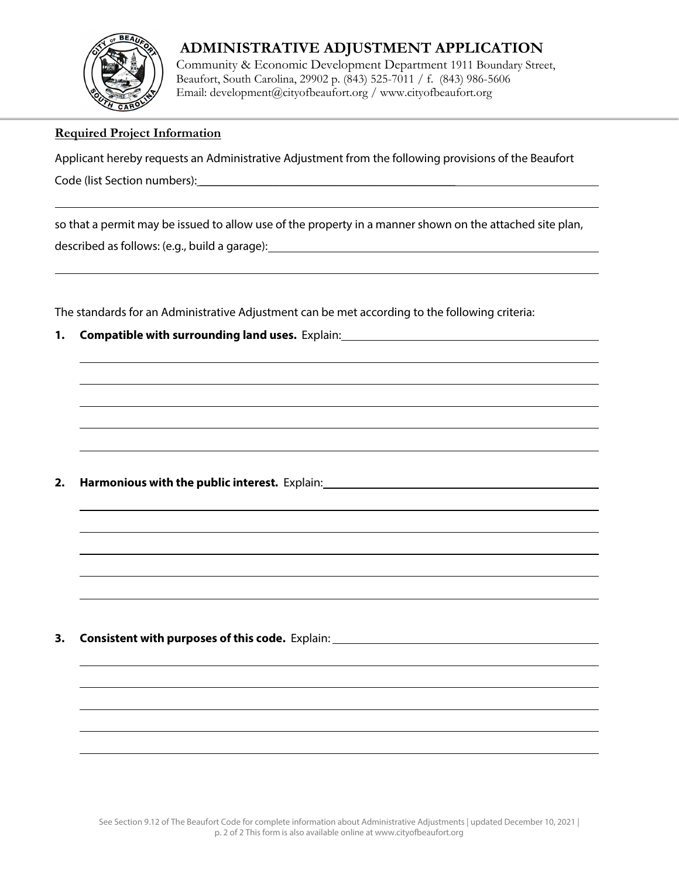# ADMINISTRATIVE ADJUSTMENT APPLICATION

Community & Economic Development Department 1911 Boundary Street, Beaufort, South Carolina, 29902 p. (843) 525-7011 / f. (843) 986-5606
Email: development@cityofbeaufort.org / www.cityofbeaufort.org

**Required Project Information**

Applicant hereby requests an Administrative Adjustment from the following provisions of the Beaufort Code (list Section numbers): ______________________________

______________________________

so that a permit may be issued to allow use of the property in a manner shown on the attached site plan, described as follows: (e.g., build a garage): ______________________________

______________________________

The standards for an Administrative Adjustment can be met according to the following criteria:

1. **Compatible with surrounding land uses.** Explain: ______________________________

______________________________

2. **Harmonious with the public interest.** Explain: ______________________________

______________________________

3. **Consistent with purposes of this code.** Explain: ______________________________

______________________________

See Section 9.12 of The Beaufort Code for complete information about Administrative Adjustments | updated December 10, 2021 | This form is also available online at www.cityofbeaufort.org